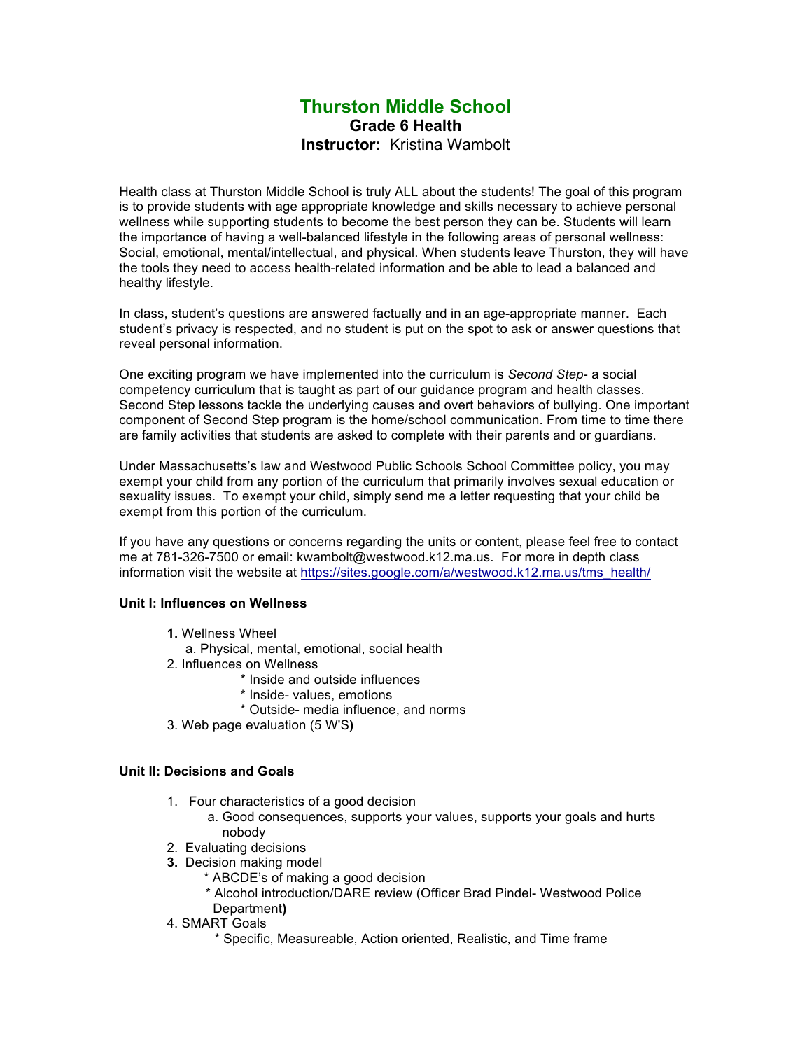# Thurston Middle School

## Grade 6 Health

## Instructor: Kristina Wambolt

Health class at Thurston Middle School is truly ALL about the students! The goal of this program is to provide students with age appropriate knowledge and skills necessary to achieve personal wellness while supporting students to become the best person they can be. Students will learn the importance of having a well-balanced lifestyle in the following areas of personal wellness: Social, emotional, mental/intellectual, and physical. When students leave Thurston, they will have the tools they need to access health-related information and be able to lead a balanced and healthy lifestyle.

In class, student's questions are answered factually and in an age-appropriate manner. Each student's privacy is respected, and no student is put on the spot to ask or answer questions that reveal personal information.

One exciting program we have implemented into the curriculum is *Second Step*- a social competency curriculum that is taught as part of our guidance program and health classes. Second Step lessons tackle the underlying causes and overt behaviors of bullying. One important component of Second Step program is the home/school communication. From time to time there are family activities that students are asked to complete with their parents and or guardians.

Under Massachusetts's law and Westwood Public Schools School Committee policy, you may exempt your child from any portion of the curriculum that primarily involves sexual education or sexuality issues. To exempt your child, simply send me a letter requesting that your child be exempt from this portion of the curriculum.

If you have any questions or concerns regarding the units or content, please feel free to contact me at 781-326-7500 or email: kwambolt@westwood.k12.ma.us. For more in depth class information visit the website at [https://sites.google.com/a/westwood.k12.ma.us/tms_health/](https://sites.google.com/a/westwood.k12.ma.us/tms_health/)

**Unit I: Influences on Wellness**

1. Wellness Wheel
   a. Physical, mental, emotional, social health
2. Influences on Wellness
   * Inside and outside influences
   * Inside- values, emotions
   * Outside- media influence, and norms
3. Web page evaluation (5 W'S)

**Unit II: Decisions and Goals**

1. Four characteristics of a good decision
   a. Good consequences, supports your values, supports your goals and hurts nobody
2. Evaluating decisions
3. Decision making model
   * ABCDE's of making a good decision
   * Alcohol introduction/DARE review (Officer Brad Pindel- Westwood Police Department)
4. SMART Goals
   * Specific, Measureable, Action oriented, Realistic, and Time frame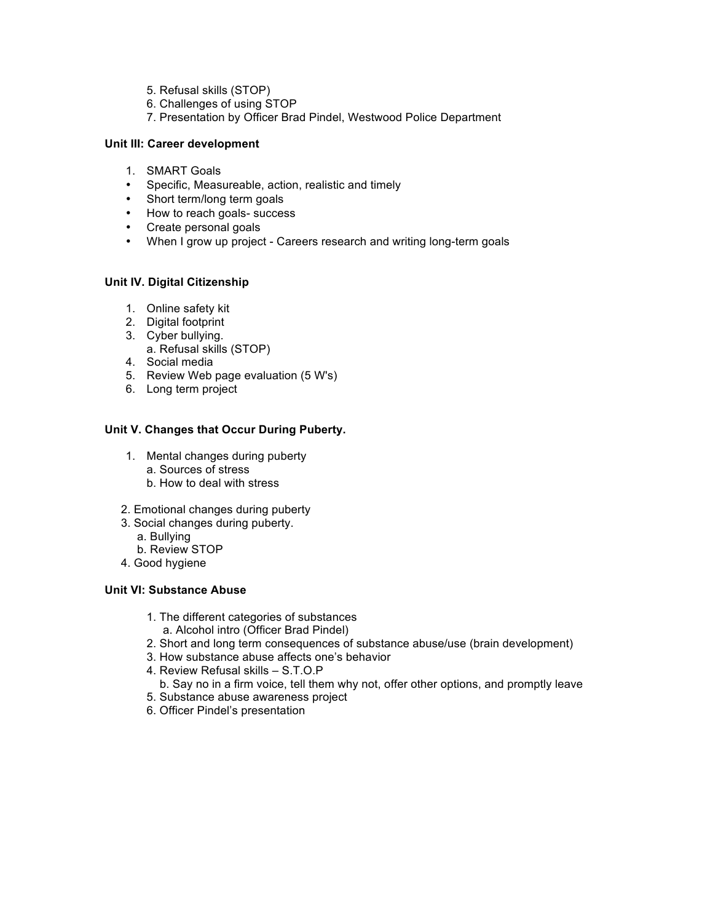5. Refusal skills (STOP)
6. Challenges of using STOP
7. Presentation by Officer Brad Pindel, Westwood Police Department

**Unit III: Career development**

1. SMART Goals

- Specific, Measureable, action, realistic and timely
- Short term/long term goals
- How to reach goals- success
- Create personal goals
- When I grow up project - Careers research and writing long-term goals

**Unit IV. Digital Citizenship**

1. Online safety kit
2. Digital footprint
3. Cyber bullying.
   a. Refusal skills (STOP)
4. Social media
5. Review Web page evaluation (5 W's)
6. Long term project

**Unit V. Changes that Occur During Puberty.**

1. Mental changes during puberty
   a. Sources of stress
   b. How to deal with stress

2. Emotional changes during puberty
3. Social changes during puberty.
   a. Bullying
   b. Review STOP
4. Good hygiene

**Unit VI: Substance Abuse**

1. The different categories of substances
   a. Alcohol intro (Officer Brad Pindel)
2. Short and long term consequences of substance abuse/use (brain development)
3. How substance abuse affects one's behavior
4. Review Refusal skills – S.T.O.P
   b. Say no in a firm voice, tell them why not, offer other options, and promptly leave
5. Substance abuse awareness project
6. Officer Pindel's presentation